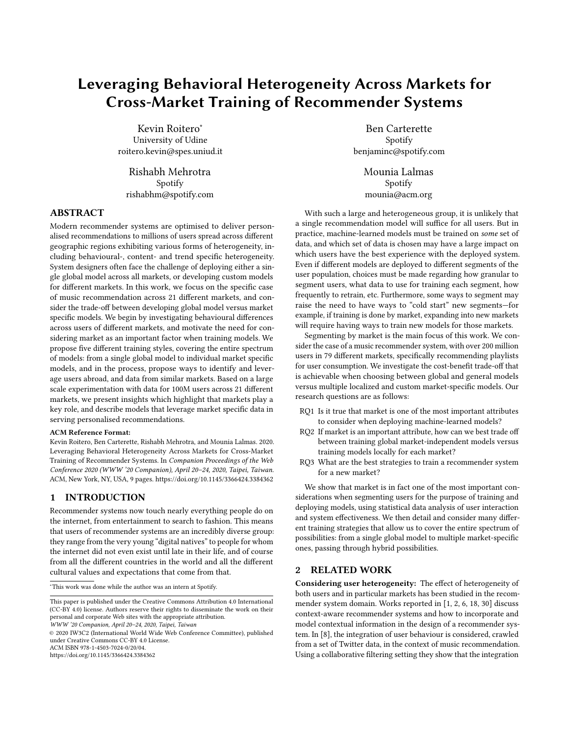# Leveraging Behavioral Heterogeneity Across Markets for Cross-Market Training of Recommender Systems

Kevin Roitero*
University of Udine
roitero.kevin@spes.uniud.it

Ben Carterette
Spotify
benjaminc@spotify.com

Rishabh Mehrotra
Spotify
rishabhm@spotify.com

Mounia Lalmas
Spotify
mounia@acm.org

## ABSTRACT

Modern recommender systems are optimised to deliver personalised recommendations to millions of users spread across different geographic regions exhibiting various forms of heterogeneity, including behavioural-, content- and trend specific heterogeneity. System designers often face the challenge of deploying either a single global model across all markets, or developing custom models for different markets. In this work, we focus on the specific case of music recommendation across 21 different markets, and consider the trade-off between developing global model versus market specific models. We begin by investigating behavioural differences across users of different markets, and motivate the need for considering market as an important factor when training models. We propose five different training styles, covering the entire spectrum of models: from a single global model to individual market specific models, and in the process, propose ways to identify and leverage users abroad, and data from similar markets. Based on a large scale experimentation with data for 100M users across 21 different markets, we present insights which highlight that markets play a key role, and describe models that leverage market specific data in serving personalised recommendations.

**ACM Reference Format:**
Kevin Roitero, Ben Carterette, Rishabh Mehrotra, and Mounia Lalmas. 2020. Leveraging Behavioral Heterogeneity Across Markets for Cross-Market Training of Recommender Systems. In *Companion Proceedings of the Web Conference 2020 (WWW '20 Companion), April 20–24, 2020, Taipei, Taiwan.* ACM, New York, NY, USA, 9 pages. https://doi.org/10.1145/3366424.3384362

## 1 INTRODUCTION

Recommender systems now touch nearly everything people do on the internet, from entertainment to search to fashion. This means that users of recommender systems are an incredibly diverse group: they range from the very young "digital natives" to people for whom the internet did not even exist until late in their life, and of course from all the different countries in the world and all the different cultural values and expectations that come from that.

*This work was done while the author was an intern at Spotify.

This paper is published under the Creative Commons Attribution 4.0 International (CC-BY 4.0) license. Authors reserve their rights to disseminate the work on their personal and corporate Web sites with the appropriate attribution.
*WWW '20 Companion, April 20–24, 2020, Taipei, Taiwan*
© 2020 IW3C2 (International World Wide Web Conference Committee), published under Creative Commons CC-BY 4.0 License.
ACM ISBN 978-1-4503-7024-0/20/04.
https://doi.org/10.1145/3366424.3384362

With such a large and heterogeneous group, it is unlikely that a single recommendation model will suffice for all users. But in practice, machine-learned models must be trained on *some* set of data, and which set of data is chosen may have a large impact on which users have the best experience with the deployed system. Even if different models are deployed to different segments of the user population, choices must be made regarding how granular to segment users, what data to use for training each segment, how frequently to retrain, etc. Furthermore, some ways to segment may raise the need to have ways to "cold start" new segments—for example, if training is done by market, expanding into new markets will require having ways to train new models for those markets.

Segmenting by market is the main focus of this work. We consider the case of a music recommender system, with over 200 million users in 79 different markets, specifically recommending playlists for user consumption. We investigate the cost-benefit trade-off that is achievable when choosing between global and general models versus multiple localized and custom market-specific models. Our research questions are as follows:

- RQ1 Is it true that market is one of the most important attributes to consider when deploying machine-learned models?
- RQ2 If market is an important attribute, how can we best trade off between training global market-independent models versus training models locally for each market?
- RQ3 What are the best strategies to train a recommender system for a new market?

We show that market is in fact one of the most important considerations when segmenting users for the purpose of training and deploying models, using statistical data analysis of user interaction and system effectiveness. We then detail and consider many different training strategies that allow us to cover the entire spectrum of possibilities: from a single global model to multiple market-specific ones, passing through hybrid possibilities.

## 2 RELATED WORK

**Considering user heterogeneity:** The effect of heterogeneity of both users and in particular markets has been studied in the recommender system domain. Works reported in [1, 2, 6, 18, 30] discuss context-aware recommender systems and how to incorporate and model contextual information in the design of a recommender system. In [8], the integration of user behaviour is considered, crawled from a set of Twitter data, in the context of music recommendation. Using a collaborative filtering setting they show that the integration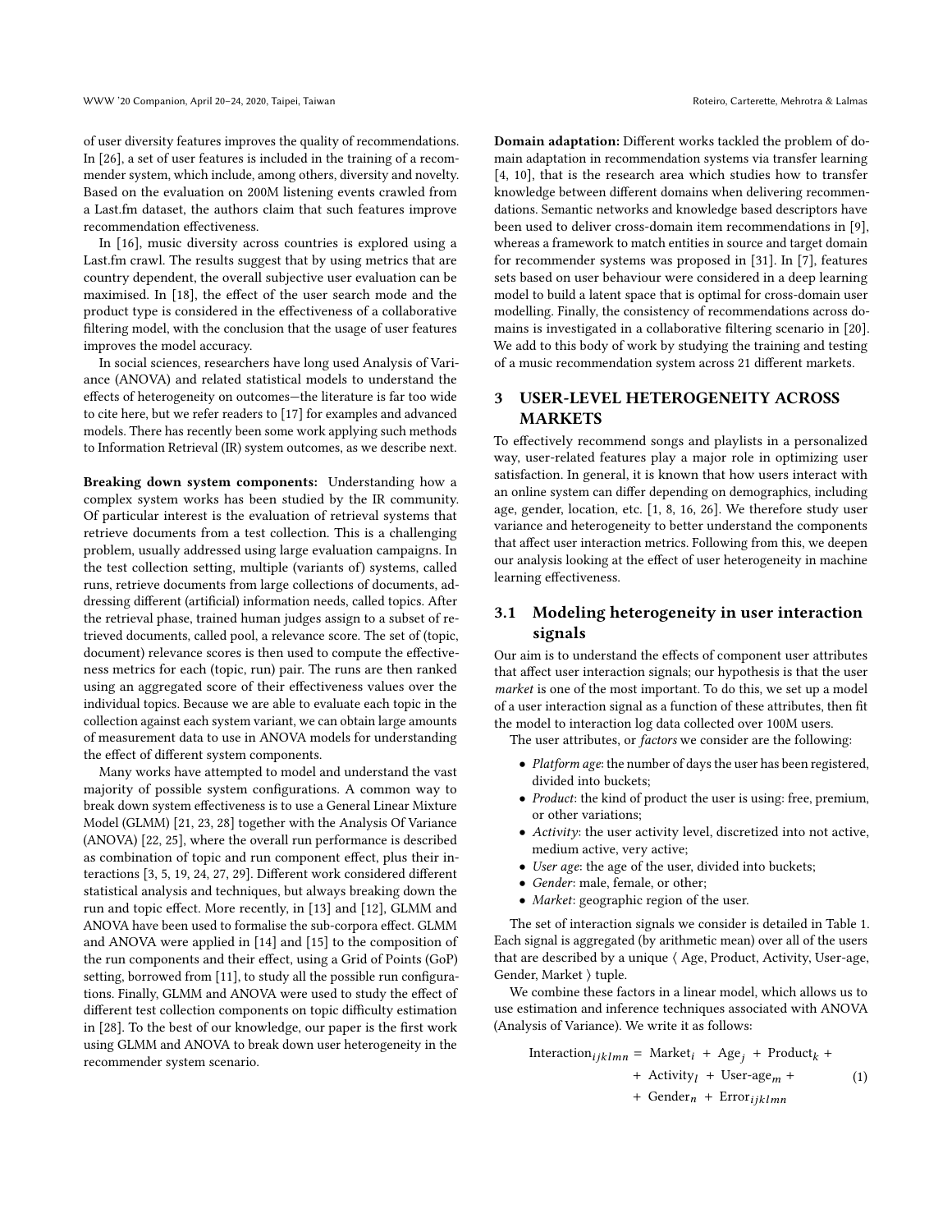of user diversity features improves the quality of recommendations. In [26], a set of user features is included in the training of a recommender system, which include, among others, diversity and novelty. Based on the evaluation on 200M listening events crawled from a Last.fm dataset, the authors claim that such features improve recommendation effectiveness.

In [16], music diversity across countries is explored using a Last.fm crawl. The results suggest that by using metrics that are country dependent, the overall subjective user evaluation can be maximised. In [18], the effect of the user search mode and the product type is considered in the effectiveness of a collaborative filtering model, with the conclusion that the usage of user features improves the model accuracy.

In social sciences, researchers have long used Analysis of Variance (ANOVA) and related statistical models to understand the effects of heterogeneity on outcomes—the literature is far too wide to cite here, but we refer readers to [17] for examples and advanced models. There has recently been some work applying such methods to Information Retrieval (IR) system outcomes, as we describe next.

**Breaking down system components:** Understanding how a complex system works has been studied by the IR community. Of particular interest is the evaluation of retrieval systems that retrieve documents from a test collection. This is a challenging problem, usually addressed using large evaluation campaigns. In the test collection setting, multiple (variants of) systems, called runs, retrieve documents from large collections of documents, addressing different (artificial) information needs, called topics. After the retrieval phase, trained human judges assign to a subset of retrieved documents, called pool, a relevance score. The set of (topic, document) relevance scores is then used to compute the effectiveness metrics for each (topic, run) pair. The runs are then ranked using an aggregated score of their effectiveness values over the individual topics. Because we are able to evaluate each topic in the collection against each system variant, we can obtain large amounts of measurement data to use in ANOVA models for understanding the effect of different system components.

Many works have attempted to model and understand the vast majority of possible system configurations. A common way to break down system effectiveness is to use a General Linear Mixture Model (GLMM) [21, 23, 28] together with the Analysis Of Variance (ANOVA) [22, 25], where the overall run performance is described as combination of topic and run component effect, plus their interactions [3, 5, 19, 24, 27, 29]. Different work considered different statistical analysis and techniques, but always breaking down the run and topic effect. More recently, in [13] and [12], GLMM and ANOVA have been used to formalise the sub-corpora effect. GLMM and ANOVA were applied in [14] and [15] to the composition of the run components and their effect, using a Grid of Points (GoP) setting, borrowed from [11], to study all the possible run configurations. Finally, GLMM and ANOVA were used to study the effect of different test collection components on topic difficulty estimation in [28]. To the best of our knowledge, our paper is the first work using GLMM and ANOVA to break down user heterogeneity in the recommender system scenario.

**Domain adaptation:** Different works tackled the problem of domain adaptation in recommendation systems via transfer learning [4, 10], that is the research area which studies how to transfer knowledge between different domains when delivering recommendations. Semantic networks and knowledge based descriptors have been used to deliver cross-domain item recommendations in [9], whereas a framework to match entities in source and target domain for recommender systems was proposed in [31]. In [7], features sets based on user behaviour were considered in a deep learning model to build a latent space that is optimal for cross-domain user modelling. Finally, the consistency of recommendations across domains is investigated in a collaborative filtering scenario in [20]. We add to this body of work by studying the training and testing of a music recommendation system across 21 different markets.

## 3 USER-LEVEL HETEROGENEITY ACROSS MARKETS

To effectively recommend songs and playlists in a personalized way, user-related features play a major role in optimizing user satisfaction. In general, it is known that how users interact with an online system can differ depending on demographics, including age, gender, location, etc. [1, 8, 16, 26]. We therefore study user variance and heterogeneity to better understand the components that affect user interaction metrics. Following from this, we deepen our analysis looking at the effect of user heterogeneity in machine learning effectiveness.

### 3.1 Modeling heterogeneity in user interaction signals

Our aim is to understand the effects of component user attributes that affect user interaction signals; our hypothesis is that the user *market* is one of the most important. To do this, we set up a model of a user interaction signal as a function of these attributes, then fit the model to interaction log data collected over 100M users.

The user attributes, or *factors* we consider are the following:

- *Platform age*: the number of days the user has been registered, divided into buckets;
- *Product*: the kind of product the user is using: free, premium, or other variations;
- *Activity*: the user activity level, discretized into not active, medium active, very active;
- *User age*: the age of the user, divided into buckets;
- *Gender*: male, female, or other;
- *Market*: geographic region of the user.

The set of interaction signals we consider is detailed in Table 1. Each signal is aggregated (by arithmetic mean) over all of the users that are described by a unique ⟨ Age, Product, Activity, User-age, Gender, Market ⟩ tuple.

We combine these factors in a linear model, which allows us to use estimation and inference techniques associated with ANOVA (Analysis of Variance). We write it as follows:

$$
\begin{aligned}
\text{Interaction}_{ijklmn} = {} & \text{Market}_i + \text{Age}_j + \text{Product}_k + \\
& + \text{Activity}_l + \text{User-age}_m + \\
& + \text{Gender}_n + \text{Error}_{ijklmn}
\end{aligned} \tag{1}
$$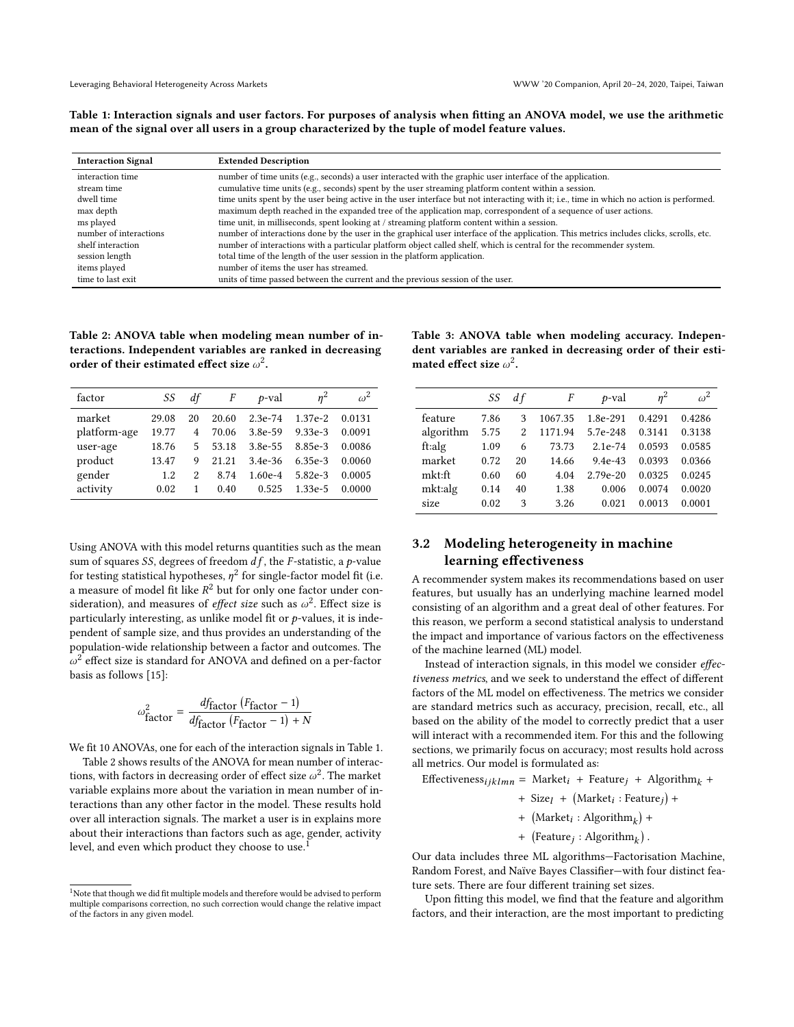**Table 1: Interaction signals and user factors. For purposes of analysis when fitting an ANOVA model, we use the arithmetic mean of the signal over all users in a group characterized by the tuple of model feature values.**

| Interaction Signal | Extended Description |
|---|---|
| interaction time | number of time units (e.g., seconds) a user interacted with the graphic user interface of the application. |
| stream time | cumulative time units (e.g., seconds) spent by the user streaming platform content within a session. |
| dwell time | time units spent by the user being active in the user interface but not interacting with it; i.e., time in which no action is performed. |
| max depth | maximum depth reached in the expanded tree of the application map, correspondent of a sequence of user actions. |
| ms played | time unit, in milliseconds, spent looking at / streaming platform content within a session. |
| number of interactions | number of interactions done by the user in the graphical user interface of the application. This metrics includes clicks, scrolls, etc. |
| shelf interaction | number of interactions with a particular platform object called shelf, which is central for the recommender system. |
| session length | total time of the length of the user session in the platform application. |
| items played | number of items the user has streamed. |
| time to last exit | units of time passed between the current and the previous session of the user. |

**Table 2: ANOVA table when modeling mean number of interactions. Independent variables are ranked in decreasing order of their estimated effect size $\omega^2$.**

| factor | $SS$ | $df$ | $F$ | $p$-val | $\eta^2$ | $\omega^2$ |
|---|---|---|---|---|---|---|
| market | 29.08 | 20 | 20.60 | 2.3e-74 | 1.37e-2 | 0.0131 |
| platform-age | 19.77 | 4 | 70.06 | 3.8e-59 | 9.33e-3 | 0.0091 |
| user-age | 18.76 | 5 | 53.18 | 3.8e-55 | 8.85e-3 | 0.0086 |
| product | 13.47 | 9 | 21.21 | 3.4e-36 | 6.35e-3 | 0.0060 |
| gender | 1.2 | 2 | 8.74 | 1.60e-4 | 5.82e-3 | 0.0005 |
| activity | 0.02 | 1 | 0.40 | 0.525 | 1.33e-5 | 0.0000 |

Using ANOVA with this model returns quantities such as the mean sum of squares $SS$, degrees of freedom $df$, the $F$-statistic, a $p$-value for testing statistical hypotheses, $\eta^2$ for single-factor model fit (i.e. a measure of model fit like $R^2$ but for only one factor under consideration), and measures of *effect size* such as $\omega^2$. Effect size is particularly interesting, as unlike model fit or $p$-values, it is independent of sample size, and thus provides an understanding of the population-wide relationship between a factor and outcomes. The $\omega^2$ effect size is standard for ANOVA and defined on a per-factor basis as follows [15]:

$$\omega^2_{\text{factor}} = \frac{df_{\text{factor}}\left(F_{\text{factor}} - 1\right)}{df_{\text{factor}}\left(F_{\text{factor}} - 1\right) + N}$$

We fit 10 ANOVAs, one for each of the interaction signals in Table 1.

Table 2 shows results of the ANOVA for mean number of interactions, with factors in decreasing order of effect size $\omega^2$. The market variable explains more about the variation in mean number of interactions than any other factor in the model. These results hold over all interaction signals. The market a user is in explains more about their interactions than factors such as age, gender, activity level, and even which product they choose to use.[1]

[1]Note that though we did fit multiple models and therefore would be advised to perform multiple comparisons correction, no such correction would change the relative impact of the factors in any given model.

**Table 3: ANOVA table when modeling accuracy. Independent variables are ranked in decreasing order of their estimated effect size $\omega^2$.**

| | $SS$ | $df$ | $F$ | $p$-val | $\eta^2$ | $\omega^2$ |
|---|---|---|---|---|---|---|
| feature | 7.86 | 3 | 1067.35 | 1.8e-291 | 0.4291 | 0.4286 |
| algorithm | 5.75 | 2 | 1171.94 | 5.7e-248 | 0.3141 | 0.3138 |
| ft:alg | 1.09 | 6 | 73.73 | 2.1e-74 | 0.0593 | 0.0585 |
| market | 0.72 | 20 | 14.66 | 9.4e-43 | 0.0393 | 0.0366 |
| mkt:ft | 0.60 | 60 | 4.04 | 2.79e-20 | 0.0325 | 0.0245 |
| mkt:alg | 0.14 | 40 | 1.38 | 0.006 | 0.0074 | 0.0020 |
| size | 0.02 | 3 | 3.26 | 0.021 | 0.0013 | 0.0001 |

## 3.2 Modeling heterogeneity in machine learning effectiveness

A recommender system makes its recommendations based on user features, but usually has an underlying machine learned model consisting of an algorithm and a great deal of other features. For this reason, we perform a second statistical analysis to understand the impact and importance of various factors on the effectiveness of the machine learned (ML) model.

Instead of interaction signals, in this model we consider *effectiveness metrics*, and we seek to understand the effect of different factors of the ML model on effectiveness. The metrics we consider are standard metrics such as accuracy, precision, recall, etc., all based on the ability of the model to correctly predict that a user will interact with a recommended item. For this and the following sections, we primarily focus on accuracy; most results hold across all metrics. Our model is formulated as:

$$\begin{aligned}\text{Effectiveness}_{ijklmn} = \ & \text{Market}_i + \text{Feature}_j + \text{Algorithm}_k + \\ & + \text{Size}_l + \left(\text{Market}_i : \text{Feature}_j\right) + \\ & + \left(\text{Market}_i : \text{Algorithm}_k\right) + \\ & + \left(\text{Feature}_j : \text{Algorithm}_k\right).\end{aligned}$$

Our data includes three ML algorithms—Factorisation Machine, Random Forest, and Naïve Bayes Classifier—with four distinct feature sets. There are four different training set sizes.

Upon fitting this model, we find that the feature and algorithm factors, and their interaction, are the most important to predicting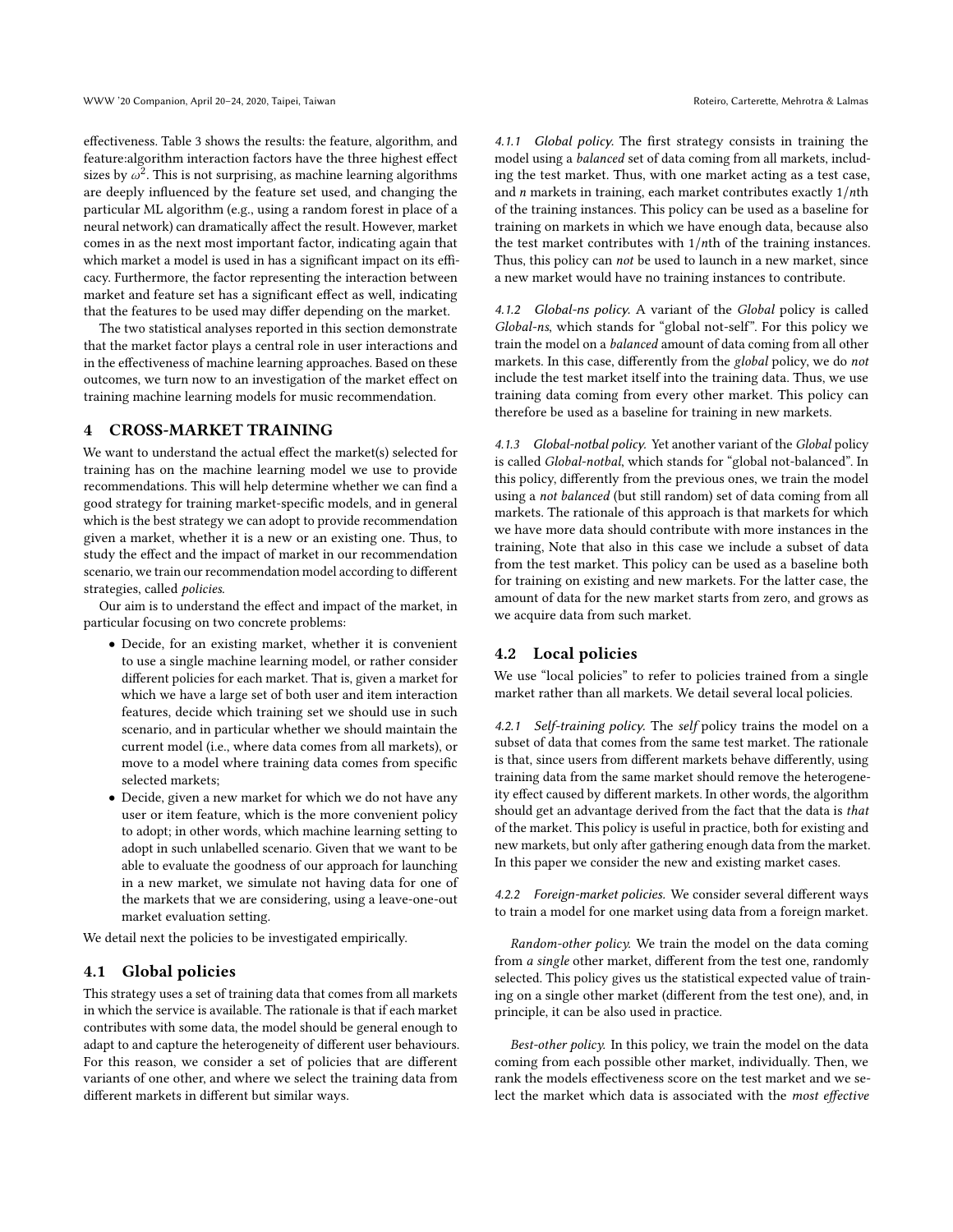effectiveness. Table 3 shows the results: the feature, algorithm, and feature:algorithm interaction factors have the three highest effect sizes by $\omega^2$. This is not surprising, as machine learning algorithms are deeply influenced by the feature set used, and changing the particular ML algorithm (e.g., using a random forest in place of a neural network) can dramatically affect the result. However, market comes in as the next most important factor, indicating again that which market a model is used in has a significant impact on its efficacy. Furthermore, the factor representing the interaction between market and feature set has a significant effect as well, indicating that the features to be used may differ depending on the market.

The two statistical analyses reported in this section demonstrate that the market factor plays a central role in user interactions and in the effectiveness of machine learning approaches. Based on these outcomes, we turn now to an investigation of the market effect on training machine learning models for music recommendation.

## 4 CROSS-MARKET TRAINING

We want to understand the actual effect the market(s) selected for training has on the machine learning model we use to provide recommendations. This will help determine whether we can find a good strategy for training market-specific models, and in general which is the best strategy we can adopt to provide recommendation given a market, whether it is a new or an existing one. Thus, to study the effect and the impact of market in our recommendation scenario, we train our recommendation model according to different strategies, called *policies*.

Our aim is to understand the effect and impact of the market, in particular focusing on two concrete problems:

- Decide, for an existing market, whether it is convenient to use a single machine learning model, or rather consider different policies for each market. That is, given a market for which we have a large set of both user and item interaction features, decide which training set we should use in such scenario, and in particular whether we should maintain the current model (i.e., where data comes from all markets), or move to a model where training data comes from specific selected markets;
- Decide, given a new market for which we do not have any user or item feature, which is the more convenient policy to adopt; in other words, which machine learning setting to adopt in such unlabelled scenario. Given that we want to be able to evaluate the goodness of our approach for launching in a new market, we simulate not having data for one of the markets that we are considering, using a leave-one-out market evaluation setting.

We detail next the policies to be investigated empirically.

### 4.1 Global policies

This strategy uses a set of training data that comes from all markets in which the service is available. The rationale is that if each market contributes with some data, the model should be general enough to adapt to and capture the heterogeneity of different user behaviours. For this reason, we consider a set of policies that are different variants of one other, and where we select the training data from different markets in different but similar ways.

#### 4.1.1 Global policy.

The first strategy consists in training the model using a *balanced* set of data coming from all markets, including the test market. Thus, with one market acting as a test case, and $n$ markets in training, each market contributes exactly $1/n$th of the training instances. This policy can be used as a baseline for training on markets in which we have enough data, because also the test market contributes with $1/n$th of the training instances. Thus, this policy can *not* be used to launch in a new market, since a new market would have no training instances to contribute.

#### 4.1.2 Global-ns policy.

A variant of the *Global* policy is called *Global-ns*, which stands for "global not-self". For this policy we train the model on a *balanced* amount of data coming from all other markets. In this case, differently from the *global* policy, we do *not* include the test market itself into the training data. Thus, we use training data coming from every other market. This policy can therefore be used as a baseline for training in new markets.

#### 4.1.3 Global-notbal policy.

Yet another variant of the *Global* policy is called *Global-notbal*, which stands for "global not-balanced". In this policy, differently from the previous ones, we train the model using a *not balanced* (but still random) set of data coming from all markets. The rationale of this approach is that markets for which we have more data should contribute with more instances in the training, Note that also in this case we include a subset of data from the test market. This policy can be used as a baseline both for training on existing and new markets. For the latter case, the amount of data for the new market starts from zero, and grows as we acquire data from such market.

### 4.2 Local policies

We use "local policies" to refer to policies trained from a single market rather than all markets. We detail several local policies.

#### 4.2.1 Self-training policy.

The *self* policy trains the model on a subset of data that comes from the same test market. The rationale is that, since users from different markets behave differently, using training data from the same market should remove the heterogeneity effect caused by different markets. In other words, the algorithm should get an advantage derived from the fact that the data is *that* of the market. This policy is useful in practice, both for existing and new markets, but only after gathering enough data from the market. In this paper we consider the new and existing market cases.

#### 4.2.2 Foreign-market policies.

We consider several different ways to train a model for one market using data from a foreign market.

*Random-other policy.* We train the model on the data coming from *a single* other market, different from the test one, randomly selected. This policy gives us the statistical expected value of training on a single other market (different from the test one), and, in principle, it can be also used in practice.

*Best-other policy.* In this policy, we train the model on the data coming from each possible other market, individually. Then, we rank the models effectiveness score on the test market and we select the market which data is associated with the *most effective*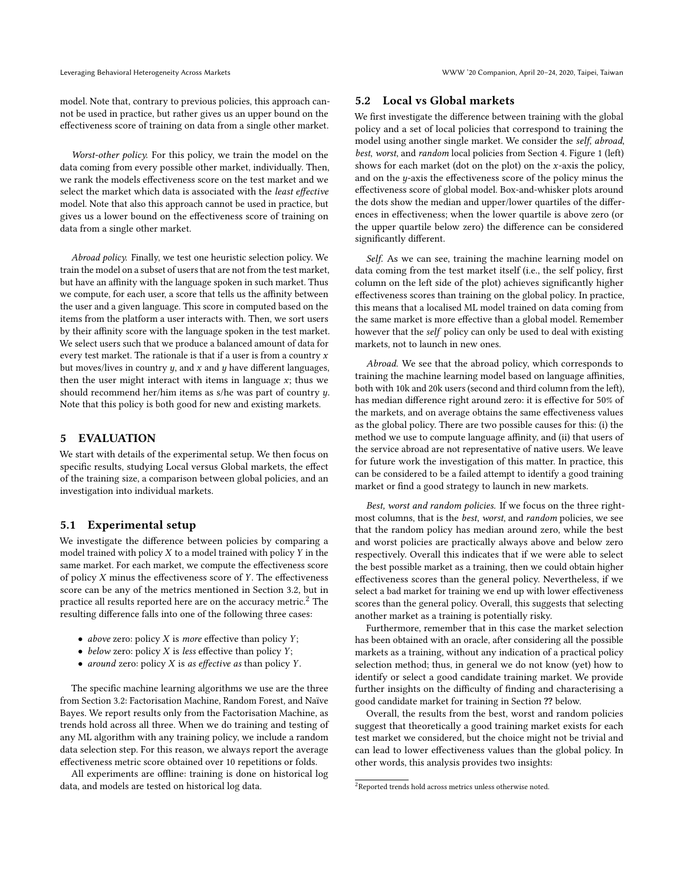model. Note that, contrary to previous policies, this approach cannot be used in practice, but rather gives us an upper bound on the effectiveness score of training on data from a single other market.

*Worst-other policy.* For this policy, we train the model on the data coming from every possible other market, individually. Then, we rank the models effectiveness score on the test market and we select the market which data is associated with the *least effective* model. Note that also this approach cannot be used in practice, but gives us a lower bound on the effectiveness score of training on data from a single other market.

*Abroad policy.* Finally, we test one heuristic selection policy. We train the model on a subset of users that are not from the test market, but have an affinity with the language spoken in such market. Thus we compute, for each user, a score that tells us the affinity between the user and a given language. This score in computed based on the items from the platform a user interacts with. Then, we sort users by their affinity score with the language spoken in the test market. We select users such that we produce a balanced amount of data for every test market. The rationale is that if a user is from a country $x$ but moves/lives in country $y$, and $x$ and $y$ have different languages, then the user might interact with items in language $x$; thus we should recommend her/him items as s/he was part of country $y$. Note that this policy is both good for new and existing markets.

## 5 EVALUATION

We start with details of the experimental setup. We then focus on specific results, studying Local versus Global markets, the effect of the training size, a comparison between global policies, and an investigation into individual markets.

### 5.1 Experimental setup

We investigate the difference between policies by comparing a model trained with policy $X$ to a model trained with policy $Y$ in the same market. For each market, we compute the effectiveness score of policy $X$ minus the effectiveness score of $Y$. The effectiveness score can be any of the metrics mentioned in Section 3.2, but in practice all results reported here are on the accuracy metric.[2] The resulting difference falls into one of the following three cases:

- *above* zero: policy $X$ is *more* effective than policy $Y$;
- *below* zero: policy $X$ is *less* effective than policy $Y$;
- *around* zero: policy $X$ is *as effective as* than policy $Y$.

The specific machine learning algorithms we use are the three from Section 3.2: Factorisation Machine, Random Forest, and Naïve Bayes. We report results only from the Factorisation Machine, as trends hold across all three. When we do training and testing of any ML algorithm with any training policy, we include a random data selection step. For this reason, we always report the average effectiveness metric score obtained over 10 repetitions or folds.

All experiments are offline: training is done on historical log data, and models are tested on historical log data.

### 5.2 Local vs Global markets

We first investigate the difference between training with the global policy and a set of local policies that correspond to training the model using another single market. We consider the *self*, *abroad*, *best*, *worst*, and *random* local policies from Section 4. Figure 1 (left) shows for each market (dot on the plot) on the $x$-axis the policy, and on the $y$-axis the effectiveness score of the policy minus the effectiveness score of global model. Box-and-whisker plots around the dots show the median and upper/lower quartiles of the differences in effectiveness; when the lower quartile is above zero (or the upper quartile below zero) the difference can be considered significantly different.

*Self.* As we can see, training the machine learning model on data coming from the test market itself (i.e., the self policy, first column on the left side of the plot) achieves significantly higher effectiveness scores than training on the global policy. In practice, this means that a localised ML model trained on data coming from the same market is more effective than a global model. Remember however that the *self* policy can only be used to deal with existing markets, not to launch in new ones.

*Abroad.* We see that the abroad policy, which corresponds to training the machine learning model based on language affinities, both with 10k and 20k users (second and third column from the left), has median difference right around zero: it is effective for 50% of the markets, and on average obtains the same effectiveness values as the global policy. There are two possible causes for this: (i) the method we use to compute language affinity, and (ii) that users of the service abroad are not representative of native users. We leave for future work the investigation of this matter. In practice, this can be considered to be a failed attempt to identify a good training market or find a good strategy to launch in new markets.

*Best, worst and random policies.* If we focus on the three rightmost columns, that is the *best*, *worst*, and *random* policies, we see that the random policy has median around zero, while the best and worst policies are practically always above and below zero respectively. Overall this indicates that if we were able to select the best possible market as a training, then we could obtain higher effectiveness scores than the general policy. Nevertheless, if we select a bad market for training we end up with lower effectiveness scores than the general policy. Overall, this suggests that selecting another market as a training is potentially risky.

Furthermore, remember that in this case the market selection has been obtained with an oracle, after considering all the possible markets as a training, without any indication of a practical policy selection method; thus, in general we do not know (yet) how to identify or select a good candidate training market. We provide further insights on the difficulty of finding and characterising a good candidate market for training in Section ?? below.

Overall, the results from the best, worst and random policies suggest that theoretically a good training market exists for each test market we considered, but the choice might not be trivial and can lead to lower effectiveness values than the global policy. In other words, this analysis provides two insights:

[2] Reported trends hold across metrics unless otherwise noted.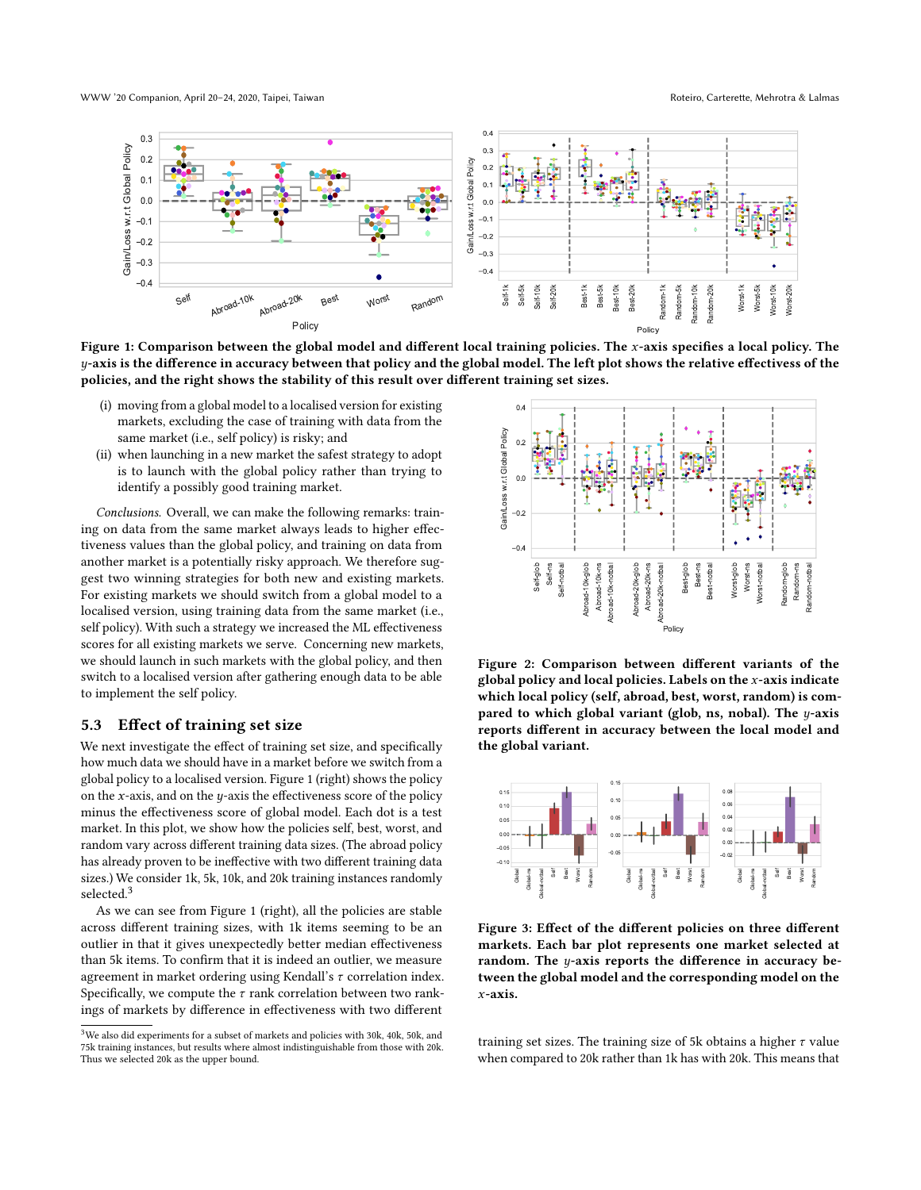Figure 1: Comparison between the global model and different local training policies. The $x$-axis specifies a local policy. The $y$-axis is the difference in accuracy between that policy and the global model. The left plot shows the relative effectiveness of the policies, and the right shows the stability of this result over different training set sizes.

(i) moving from a global model to a localised version for existing markets, excluding the case of training with data from the same market (i.e., self policy) is risky; and
(ii) when launching in a new market the safest strategy to adopt is to launch with the global policy rather than trying to identify a possibly good training market.

*Conclusions.* Overall, we can make the following remarks: training on data from the same market always leads to higher effectiveness values than the global policy, and training on data from another market is a potentially risky approach. We therefore suggest two winning strategies for both new and existing markets. For existing markets we should switch from a global model to a localised version, using training data from the same market (i.e., self policy). With such a strategy we increased the ML effectiveness scores for all existing markets we serve. Concerning new markets, we should launch in such markets with the global policy, and then switch to a localised version after gathering enough data to be able to implement the self policy.

## 5.3 Effect of training set size

We next investigate the effect of training set size, and specifically how much data we should have in a market before we switch from a global policy to a localised version. Figure 1 (right) shows the policy on the $x$-axis, and on the $y$-axis the effectiveness score of the policy minus the effectiveness score of global model. Each dot is a test market. In this plot, we show how the policies self, best, worst, and random vary across different training data sizes. (The abroad policy has already proven to be ineffective with two different training data sizes.) We consider 1k, 5k, 10k, and 20k training instances randomly selected.[3]

As we can see from Figure 1 (right), all the policies are stable across different training sizes, with 1k items seeming to be an outlier in that it gives unexpectedly better median effectiveness than 5k items. To confirm that it is indeed an outlier, we measure agreement in market ordering using Kendall's $\tau$ correlation index. Specifically, we compute the $\tau$ rank correlation between two rankings of markets by difference in effectiveness with two different training set sizes. The training size of 5k obtains a higher $\tau$ value when compared to 20k rather than 1k has with 20k. This means that

[3] We also did experiments for a subset of markets and policies with 30k, 40k, 50k, and 75k training instances, but results where almost indistinguishable from those with 20k. Thus we selected 20k as the upper bound.

Figure 2: Comparison between different variants of the global policy and local policies. Labels on the $x$-axis indicate which local policy (self, abroad, best, worst, random) is compared to which global variant (glob, ns, nobal). The $y$-axis reports different in accuracy between the local model and the global variant.

Figure 3: Effect of the different policies on three different markets. Each bar plot represents one market selected at random. The $y$-axis reports the difference in accuracy between the global model and the corresponding model on the $x$-axis.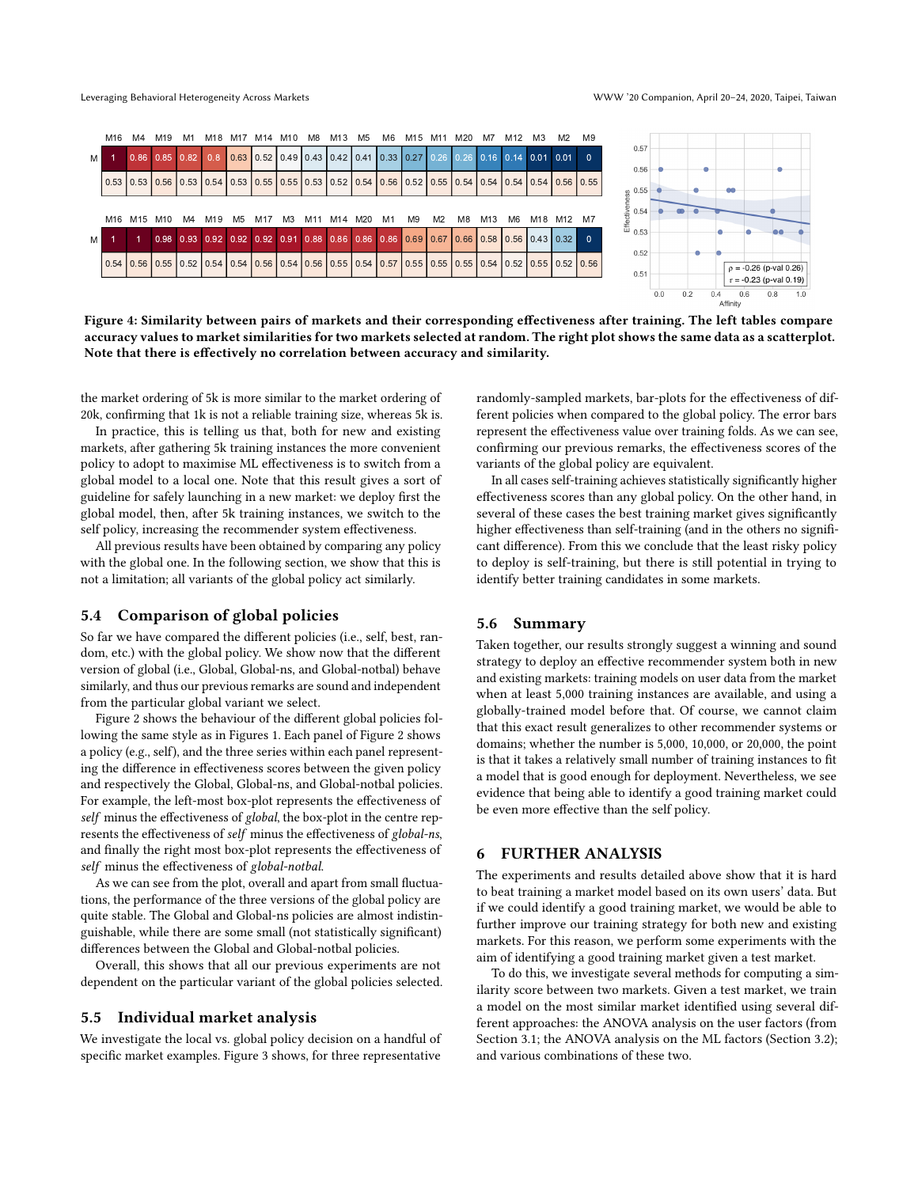| M16 | M4 | M19 | M1 | M18 | M17 | M14 | M10 | M8 | M13 | M5 | M6 | M15 | M11 | M20 | M7 | M12 | M3 | M2 | M9 |
|---|---|---|---|---|---|---|---|---|---|---|---|---|---|---|---|---|---|---|---|
| 1 | 0.86 | 0.85 | 0.82 | 0.8 | 0.63 | 0.52 | 0.49 | 0.43 | 0.42 | 0.41 | 0.33 | 0.27 | 0.26 | 0.26 | 0.16 | 0.14 | 0.01 | 0.01 | 0 |
| 0.53 | 0.53 | 0.56 | 0.53 | 0.54 | 0.53 | 0.55 | 0.55 | 0.53 | 0.52 | 0.54 | 0.56 | 0.52 | 0.55 | 0.54 | 0.54 | 0.54 | 0.54 | 0.56 | 0.55 |

| M16 | M15 | M10 | M4 | M19 | M5 | M17 | M3 | M11 | M14 | M20 | M1 | M9 | M2 | M8 | M13 | M6 | M18 | M12 | M7 |
|---|---|---|---|---|---|---|---|---|---|---|---|---|---|---|---|---|---|---|---|
| 1 | 1 | 0.98 | 0.93 | 0.92 | 0.92 | 0.92 | 0.91 | 0.88 | 0.86 | 0.86 | 0.86 | 0.69 | 0.67 | 0.66 | 0.58 | 0.56 | 0.43 | 0.32 | 0 |
| 0.54 | 0.56 | 0.55 | 0.52 | 0.54 | 0.54 | 0.56 | 0.54 | 0.56 | 0.55 | 0.54 | 0.57 | 0.55 | 0.55 | 0.55 | 0.54 | 0.52 | 0.55 | 0.52 | 0.56 |

$\rho$ = -0.26 (p-val 0.26)
$\tau$ = -0.23 (p-val 0.19)

**Figure 4: Similarity between pairs of markets and their corresponding effectiveness after training. The left tables compare accuracy values to market similarities for two markets selected at random. The right plot shows the same data as a scatterplot. Note that there is effectively no correlation between accuracy and similarity.**

the market ordering of 5k is more similar to the market ordering of 20k, confirming that 1k is not a reliable training size, whereas 5k is.

In practice, this is telling us that, both for new and existing markets, after gathering 5k training instances the more convenient policy to adopt to maximise ML effectiveness is to switch from a global model to a local one. Note that this result gives a sort of guideline for safely launching in a new market: we deploy first the global model, then, after 5k training instances, we switch to the self policy, increasing the recommender system effectiveness.

All previous results have been obtained by comparing any policy with the global one. In the following section, we show that this is not a limitation; all variants of the global policy act similarly.

### 5.4 Comparison of global policies

So far we have compared the different policies (i.e., self, best, random, etc.) with the global policy. We show now that the different version of global (i.e., Global, Global-ns, and Global-notbal) behave similarly, and thus our previous remarks are sound and independent from the particular global variant we select.

Figure 2 shows the behaviour of the different global policies following the same style as in Figures 1. Each panel of Figure 2 shows a policy (e.g., self), and the three series within each panel representing the difference in effectiveness scores between the given policy and respectively the Global, Global-ns, and Global-notbal policies. For example, the left-most box-plot represents the effectiveness of *self* minus the effectiveness of *global*, the box-plot in the centre represents the effectiveness of *self* minus the effectiveness of *global-ns*, and finally the right most box-plot represents the effectiveness of *self* minus the effectiveness of *global-notbal*.

As we can see from the plot, overall and apart from small fluctuations, the performance of the three versions of the global policy are quite stable. The Global and Global-ns policies are almost indistinguishable, while there are some small (not statistically significant) differences between the Global and Global-notbal policies.

Overall, this shows that all our previous experiments are not dependent on the particular variant of the global policies selected.

### 5.5 Individual market analysis

We investigate the local vs. global policy decision on a handful of specific market examples. Figure 3 shows, for three representative randomly-sampled markets, bar-plots for the effectiveness of different policies when compared to the global policy. The error bars represent the effectiveness value over training folds. As we can see, confirming our previous remarks, the effectiveness scores of the variants of the global policy are equivalent.

In all cases self-training achieves statistically significantly higher effectiveness scores than any global policy. On the other hand, in several of these cases the best training market gives significantly higher effectiveness than self-training (and in the others no significant difference). From this we conclude that the least risky policy to deploy is self-training, but there is still potential in trying to identify better training candidates in some markets.

### 5.6 Summary

Taken together, our results strongly suggest a winning and sound strategy to deploy an effective recommender system both in new and existing markets: training models on user data from the market when at least 5,000 training instances are available, and using a globally-trained model before that. Of course, we cannot claim that this exact result generalizes to other recommender systems or domains; whether the number is 5,000, 10,000, or 20,000, the point is that it takes a relatively small number of training instances to fit a model that is good enough for deployment. Nevertheless, we see evidence that being able to identify a good training market could be even more effective than the self policy.

## 6 FURTHER ANALYSIS

The experiments and results detailed above show that it is hard to beat training a market model based on its own users' data. But if we could identify a good training market, we would be able to further improve our training strategy for both new and existing markets. For this reason, we perform some experiments with the aim of identifying a good training market given a test market.

To do this, we investigate several methods for computing a similarity score between two markets. Given a test market, we train a model on the most similar market identified using several different approaches: the ANOVA analysis on the user factors (from Section 3.1; the ANOVA analysis on the ML factors (Section 3.2); and various combinations of these two.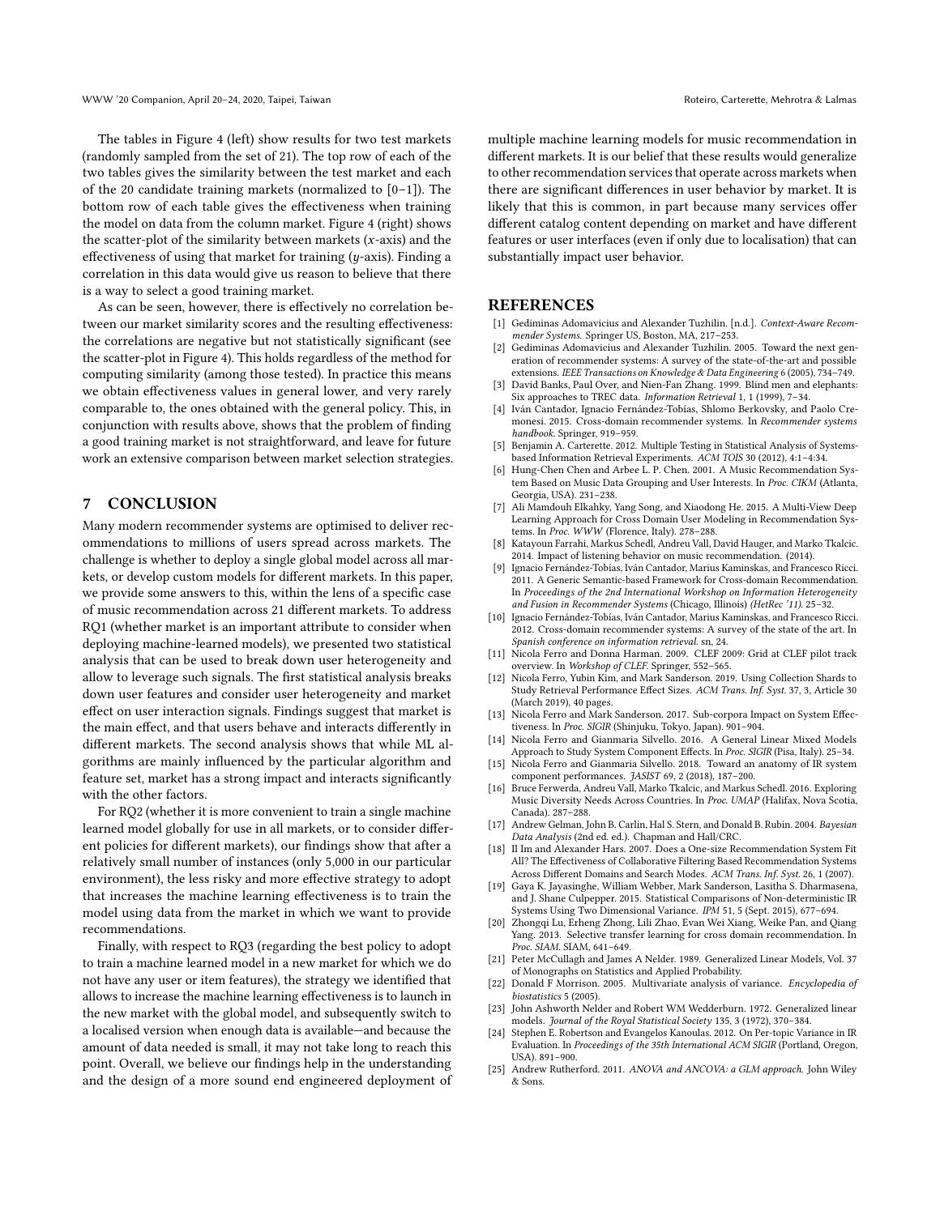The tables in Figure 4 (left) show results for two test markets (randomly sampled from the set of 21). The top row of each of the two tables gives the similarity between the test market and each of the 20 candidate training markets (normalized to [0–1]). The bottom row of each table gives the effectiveness when training the model on data from the column market. Figure 4 (right) shows the scatter-plot of the similarity between markets ($x$-axis) and the effectiveness of using that market for training ($y$-axis). Finding a correlation in this data would give us reason to believe that there is a way to select a good training market.

As can be seen, however, there is effectively no correlation between our market similarity scores and the resulting effectiveness: the correlations are negative but not statistically significant (see the scatter-plot in Figure 4). This holds regardless of the method for computing similarity (among those tested). In practice this means we obtain effectiveness values in general lower, and very rarely comparable to, the ones obtained with the general policy. This, in conjunction with results above, shows that the problem of finding a good training market is not straightforward, and leave for future work an extensive comparison between market selection strategies.

## 7 CONCLUSION

Many modern recommender systems are optimised to deliver recommendations to millions of users spread across markets. The challenge is whether to deploy a single global model across all markets, or develop custom models for different markets. In this paper, we provide some answers to this, within the lens of a specific case of music recommendation across 21 different markets. To address RQ1 (whether market is an important attribute to consider when deploying machine-learned models), we presented two statistical analysis that can be used to break down user heterogeneity and allow to leverage such signals. The first statistical analysis breaks down user features and consider user heterogeneity and market effect on user interaction signals. Findings suggest that market is the main effect, and that users behave and interacts differently in different markets. The second analysis shows that while ML algorithms are mainly influenced by the particular algorithm and feature set, market has a strong impact and interacts significantly with the other factors.

For RQ2 (whether it is more convenient to train a single machine learned model globally for use in all markets, or to consider different policies for different markets), our findings show that after a relatively small number of instances (only 5,000 in our particular environment), the less risky and more effective strategy to adopt that increases the machine learning effectiveness is to train the model using data from the market in which we want to provide recommendations.

Finally, with respect to RQ3 (regarding the best policy to adopt to train a machine learned model in a new market for which we do not have any user or item features), the strategy we identified that allows to increase the machine learning effectiveness is to launch in the new market with the global model, and subsequently switch to a localised version when enough data is available—and because the amount of data needed is small, it may not take long to reach this point. Overall, we believe our findings help in the understanding and the design of a more sound end engineered deployment of multiple machine learning models for music recommendation in different markets. It is our belief that these results would generalize to other recommendation services that operate across markets when there are significant differences in user behavior by market. It is likely that this is common, in part because many services offer different catalog content depending on market and have different features or user interfaces (even if only due to localisation) that can substantially impact user behavior.

## REFERENCES

[1] Gediminas Adomavicius and Alexander Tuzhilin. [n.d.]. *Context-Aware Recommender Systems.* Springer US, Boston, MA, 217–253.

[2] Gediminas Adomavicius and Alexander Tuzhilin. 2005. Toward the next generation of recommender systems: A survey of the state-of-the-art and possible extensions. *IEEE Transactions on Knowledge & Data Engineering* 6 (2005), 734–749.

[3] David Banks, Paul Over, and Nien-Fan Zhang. 1999. Blind men and elephants: Six approaches to TREC data. *Information Retrieval* 1, 1 (1999), 7–34.

[4] Iván Cantador, Ignacio Fernández-Tobías, Shlomo Berkovsky, and Paolo Cremonesi. 2015. Cross-domain recommender systems. In *Recommender systems handbook.* Springer, 919–959.

[5] Benjamin A. Carterette. 2012. Multiple Testing in Statistical Analysis of Systems-based Information Retrieval Experiments. *ACM TOIS* 30 (2012), 4:1–4:34.

[6] Hung-Chen Chen and Arbee L. P. Chen. 2001. A Music Recommendation System Based on Music Data Grouping and User Interests. In *Proc. CIKM* (Atlanta, Georgia, USA). 231–238.

[7] Ali Mamdouh Elkahky, Yang Song, and Xiaodong He. 2015. A Multi-View Deep Learning Approach for Cross Domain User Modeling in Recommendation Systems. In *Proc. WWW* (Florence, Italy). 278–288.

[8] Katayoun Farrahi, Markus Schedl, Andreu Vall, David Hauger, and Marko Tkalcic. 2014. Impact of listening behavior on music recommendation. (2014).

[9] Ignacio Fernández-Tobías, Iván Cantador, Marius Kaminskas, and Francesco Ricci. 2011. A Generic Semantic-based Framework for Cross-domain Recommendation. In *Proceedings of the 2nd International Workshop on Information Heterogeneity and Fusion in Recommender Systems* (Chicago, Illinois) *(HetRec '11)*. 25–32.

[10] Ignacio Fernández-Tobías, Iván Cantador, Marius Kaminskas, and Francesco Ricci. 2012. Cross-domain recommender systems: A survey of the state of the art. In *Spanish conference on information retrieval.* sn, 24.

[11] Nicola Ferro and Donna Harman. 2009. CLEF 2009: Grid at CLEF pilot track overview. In *Workshop of CLEF.* Springer, 552–565.

[12] Nicola Ferro, Yubin Kim, and Mark Sanderson. 2019. Using Collection Shards to Study Retrieval Performance Effect Sizes. *ACM Trans. Inf. Syst.* 37, 3, Article 30 (March 2019), 40 pages.

[13] Nicola Ferro and Mark Sanderson. 2017. Sub-corpora Impact on System Effectiveness. In *Proc. SIGIR* (Shinjuku, Tokyo, Japan). 901–904.

[14] Nicola Ferro and Gianmaria Silvello. 2016. A General Linear Mixed Models Approach to Study System Component Effects. In *Proc. SIGIR* (Pisa, Italy). 25–34.

[15] Nicola Ferro and Gianmaria Silvello. 2018. Toward an anatomy of IR system component performances. *JASIST* 69, 2 (2018), 187–200.

[16] Bruce Ferwerda, Andreu Vall, Marko Tkalcic, and Markus Schedl. 2016. Exploring Music Diversity Needs Across Countries. In *Proc. UMAP* (Halifax, Nova Scotia, Canada). 287–288.

[17] Andrew Gelman, John B. Carlin, Hal S. Stern, and Donald B. Rubin. 2004. *Bayesian Data Analysis* (2nd ed. ed.). Chapman and Hall/CRC.

[18] Il Im and Alexander Hars. 2007. Does a One-size Recommendation System Fit All? The Effectiveness of Collaborative Filtering Based Recommendation Systems Across Different Domains and Search Modes. *ACM Trans. Inf. Syst.* 26, 1 (2007).

[19] Gaya K. Jayasinghe, William Webber, Mark Sanderson, Lasitha S. Dharmasena, and J. Shane Culpepper. 2015. Statistical Comparisons of Non-deterministic IR Systems Using Two Dimensional Variance. *IPM* 51, 5 (Sept. 2015), 677–694.

[20] Zhongqi Lu, Erheng Zhong, Lili Zhao, Evan Wei Xiang, Weike Pan, and Qiang Yang. 2013. Selective transfer learning for cross domain recommendation. In *Proc. SIAM.* SIAM, 641–649.

[21] Peter McCullagh and James A Nelder. 1989. Generalized Linear Models, Vol. 37 of Monographs on Statistics and Applied Probability.

[22] Donald F Morrison. 2005. Multivariate analysis of variance. *Encyclopedia of biostatistics* 5 (2005).

[23] John Ashworth Nelder and Robert WM Wedderburn. 1972. Generalized linear models. *Journal of the Royal Statistical Society* 135, 3 (1972), 370–384.

[24] Stephen E. Robertson and Evangelos Kanoulas. 2012. On Per-topic Variance in IR Evaluation. In *Proceedings of the 35th International ACM SIGIR* (Portland, Oregon, USA). 891–900.

[25] Andrew Rutherford. 2011. *ANOVA and ANCOVA: a GLM approach.* John Wiley & Sons.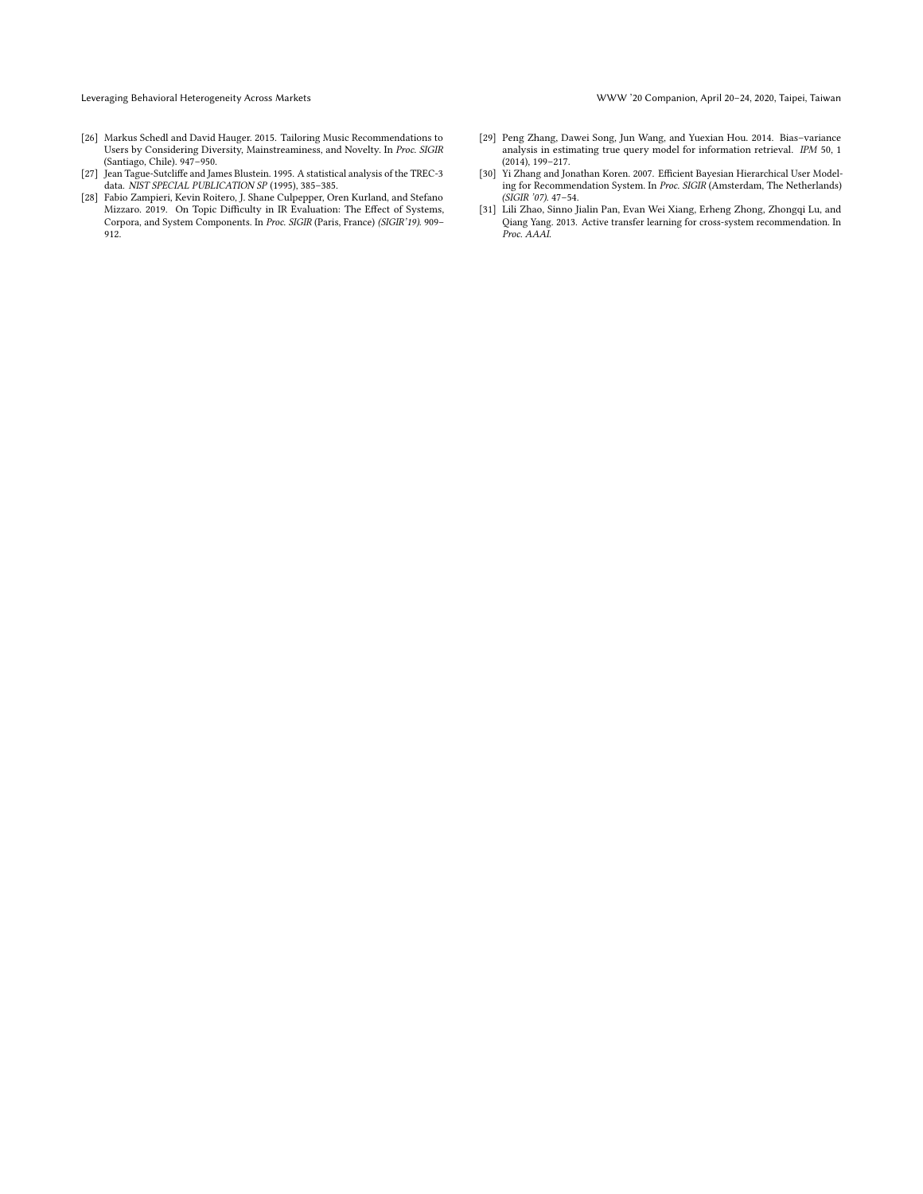[26] Markus Schedl and David Hauger. 2015. Tailoring Music Recommendations to Users by Considering Diversity, Mainstreaminess, and Novelty. In *Proc. SIGIR* (Santiago, Chile). 947–950.

[27] Jean Tague-Sutcliffe and James Blustein. 1995. A statistical analysis of the TREC-3 data. *NIST SPECIAL PUBLICATION SP* (1995), 385–385.

[28] Fabio Zampieri, Kevin Roitero, J. Shane Culpepper, Oren Kurland, and Stefano Mizzaro. 2019. On Topic Difficulty in IR Evaluation: The Effect of Systems, Corpora, and System Components. In *Proc. SIGIR* (Paris, France) *(SIGIR'19)*. 909–912.

[29] Peng Zhang, Dawei Song, Jun Wang, and Yuexian Hou. 2014. Bias–variance analysis in estimating true query model for information retrieval. *IPM* 50, 1 (2014), 199–217.

[30] Yi Zhang and Jonathan Koren. 2007. Efficient Bayesian Hierarchical User Modeling for Recommendation System. In *Proc. SIGIR* (Amsterdam, The Netherlands) *(SIGIR '07)*. 47–54.

[31] Lili Zhao, Sinno Jialin Pan, Evan Wei Xiang, Erheng Zhong, Zhongqi Lu, and Qiang Yang. 2013. Active transfer learning for cross-system recommendation. In *Proc. AAAI*.